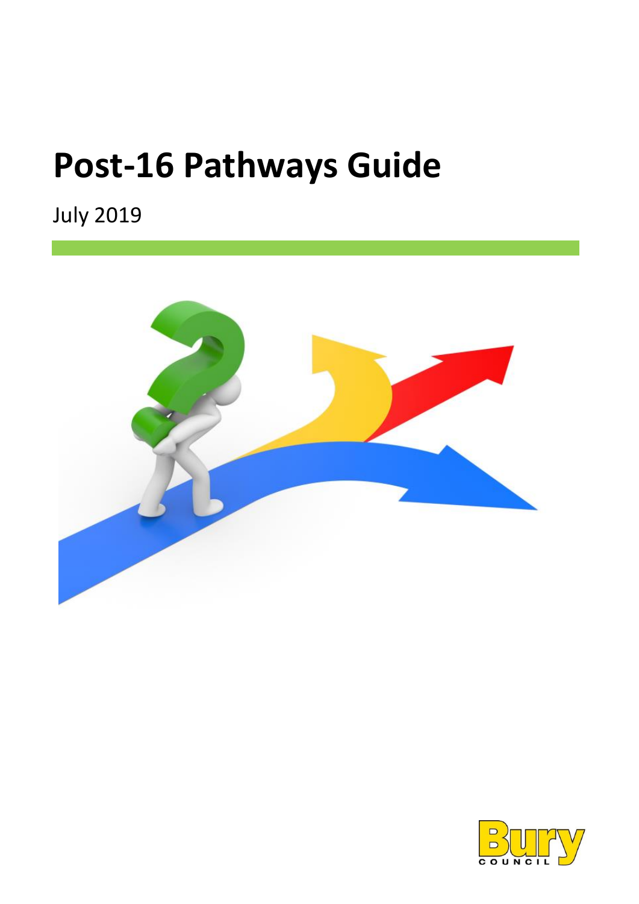# Post-16 Pathways Guide

July 2019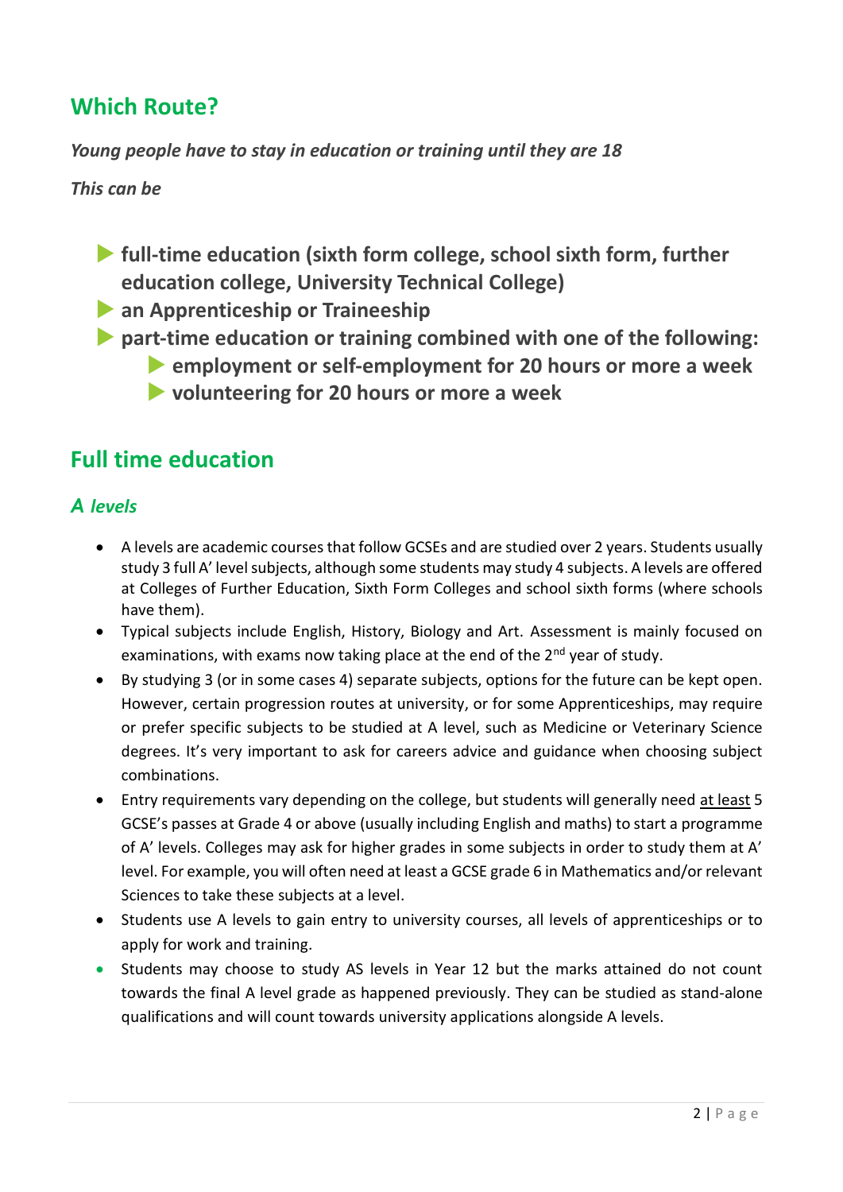## Which Route?

***Young people have to stay in education or training until they are 18***

***This can be***

- **full-time education (sixth form college, school sixth form, further education college, University Technical College)**
- **an Apprenticeship or Traineeship**
- **part-time education or training combined with one of the following:**
  - **employment or self-employment for 20 hours or more a week**
  - **volunteering for 20 hours or more a week**

## Full time education

### *A levels*

- A levels are academic courses that follow GCSEs and are studied over 2 years. Students usually study 3 full A' level subjects, although some students may study 4 subjects. A levels are offered at Colleges of Further Education, Sixth Form Colleges and school sixth forms (where schools have them).
- Typical subjects include English, History, Biology and Art. Assessment is mainly focused on examinations, with exams now taking place at the end of the 2nd year of study.
- By studying 3 (or in some cases 4) separate subjects, options for the future can be kept open. However, certain progression routes at university, or for some Apprenticeships, may require or prefer specific subjects to be studied at A level, such as Medicine or Veterinary Science degrees. It's very important to ask for careers advice and guidance when choosing subject combinations.
- Entry requirements vary depending on the college, but students will generally need at least 5 GCSE's passes at Grade 4 or above (usually including English and maths) to start a programme of A' levels. Colleges may ask for higher grades in some subjects in order to study them at A' level. For example, you will often need at least a GCSE grade 6 in Mathematics and/or relevant Sciences to take these subjects at a level.
- Students use A levels to gain entry to university courses, all levels of apprenticeships or to apply for work and training.
- Students may choose to study AS levels in Year 12 but the marks attained do not count towards the final A level grade as happened previously. They can be studied as stand-alone qualifications and will count towards university applications alongside A levels.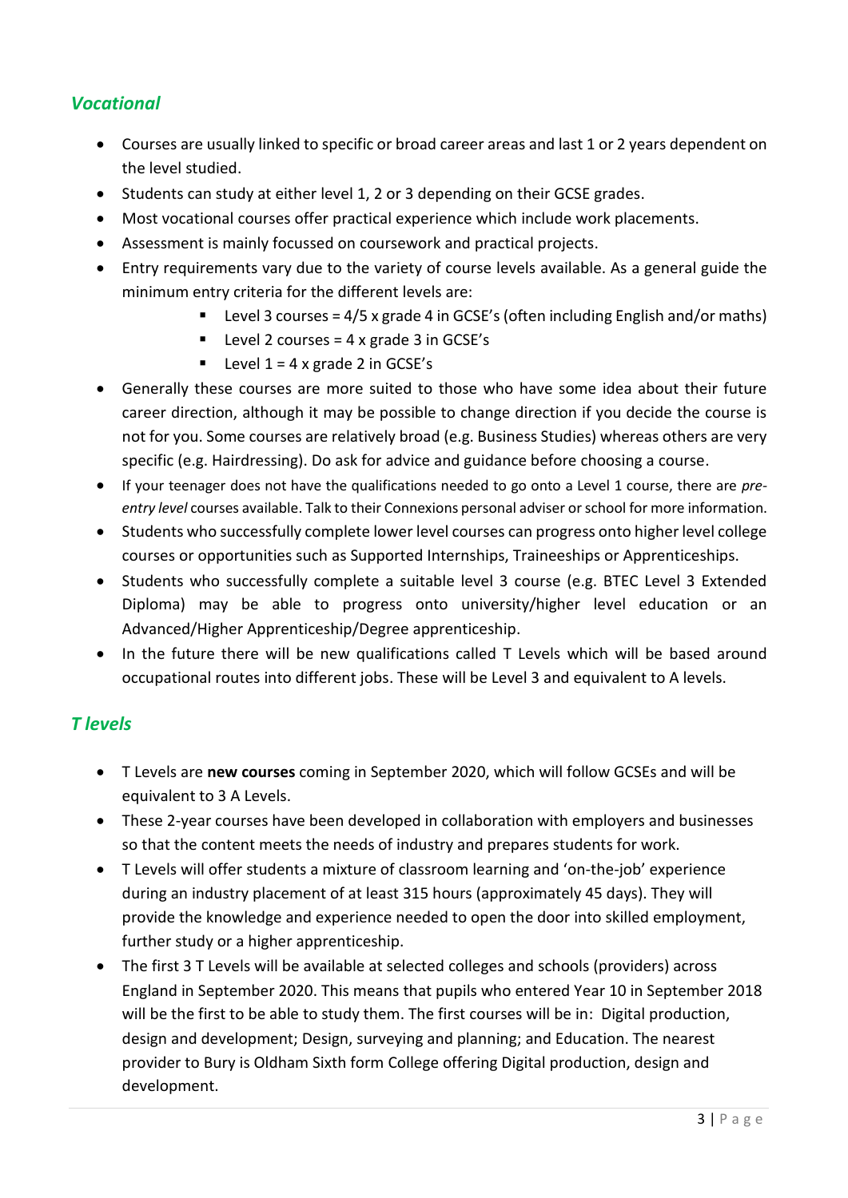## *Vocational*

- Courses are usually linked to specific or broad career areas and last 1 or 2 years dependent on the level studied.
- Students can study at either level 1, 2 or 3 depending on their GCSE grades.
- Most vocational courses offer practical experience which include work placements.
- Assessment is mainly focussed on coursework and practical projects.
- Entry requirements vary due to the variety of course levels available. As a general guide the minimum entry criteria for the different levels are:
    - Level 3 courses = 4/5 x grade 4 in GCSE's (often including English and/or maths)
    - Level 2 courses = 4 x grade 3 in GCSE's
    - Level 1 = 4 x grade 2 in GCSE's
- Generally these courses are more suited to those who have some idea about their future career direction, although it may be possible to change direction if you decide the course is not for you. Some courses are relatively broad (e.g. Business Studies) whereas others are very specific (e.g. Hairdressing). Do ask for advice and guidance before choosing a course.
- If your teenager does not have the qualifications needed to go onto a Level 1 course, there are *pre-entry level* courses available. Talk to their Connexions personal adviser or school for more information.
- Students who successfully complete lower level courses can progress onto higher level college courses or opportunities such as Supported Internships, Traineeships or Apprenticeships.
- Students who successfully complete a suitable level 3 course (e.g. BTEC Level 3 Extended Diploma) may be able to progress onto university/higher level education or an Advanced/Higher Apprenticeship/Degree apprenticeship.
- In the future there will be new qualifications called T Levels which will be based around occupational routes into different jobs. These will be Level 3 and equivalent to A levels.

## *T levels*

- T Levels are **new courses** coming in September 2020, which will follow GCSEs and will be equivalent to 3 A Levels.
- These 2-year courses have been developed in collaboration with employers and businesses so that the content meets the needs of industry and prepares students for work.
- T Levels will offer students a mixture of classroom learning and 'on-the-job' experience during an industry placement of at least 315 hours (approximately 45 days). They will provide the knowledge and experience needed to open the door into skilled employment, further study or a higher apprenticeship.
- The first 3 T Levels will be available at selected colleges and schools (providers) across England in September 2020. This means that pupils who entered Year 10 in September 2018 will be the first to be able to study them. The first courses will be in: Digital production, design and development; Design, surveying and planning; and Education. The nearest provider to Bury is Oldham Sixth form College offering Digital production, design and development.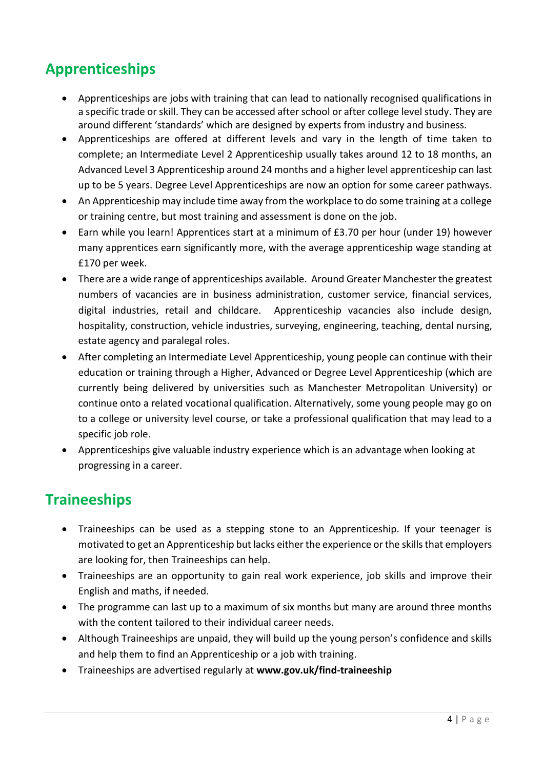## Apprenticeships

- Apprenticeships are jobs with training that can lead to nationally recognised qualifications in a specific trade or skill. They can be accessed after school or after college level study. They are around different 'standards' which are designed by experts from industry and business.
- Apprenticeships are offered at different levels and vary in the length of time taken to complete; an Intermediate Level 2 Apprenticeship usually takes around 12 to 18 months, an Advanced Level 3 Apprenticeship around 24 months and a higher level apprenticeship can last up to be 5 years. Degree Level Apprenticeships are now an option for some career pathways.
- An Apprenticeship may include time away from the workplace to do some training at a college or training centre, but most training and assessment is done on the job.
- Earn while you learn! Apprentices start at a minimum of £3.70 per hour (under 19) however many apprentices earn significantly more, with the average apprenticeship wage standing at £170 per week.
- There are a wide range of apprenticeships available. Around Greater Manchester the greatest numbers of vacancies are in business administration, customer service, financial services, digital industries, retail and childcare. Apprenticeship vacancies also include design, hospitality, construction, vehicle industries, surveying, engineering, teaching, dental nursing, estate agency and paralegal roles.
- After completing an Intermediate Level Apprenticeship, young people can continue with their education or training through a Higher, Advanced or Degree Level Apprenticeship (which are currently being delivered by universities such as Manchester Metropolitan University) or continue onto a related vocational qualification. Alternatively, some young people may go on to a college or university level course, or take a professional qualification that may lead to a specific job role.
- Apprenticeships give valuable industry experience which is an advantage when looking at progressing in a career.

## Traineeships

- Traineeships can be used as a stepping stone to an Apprenticeship. If your teenager is motivated to get an Apprenticeship but lacks either the experience or the skills that employers are looking for, then Traineeships can help.
- Traineeships are an opportunity to gain real work experience, job skills and improve their English and maths, if needed.
- The programme can last up to a maximum of six months but many are around three months with the content tailored to their individual career needs.
- Although Traineeships are unpaid, they will build up the young person's confidence and skills and help them to find an Apprenticeship or a job with training.
- Traineeships are advertised regularly at **www.gov.uk/find-traineeship**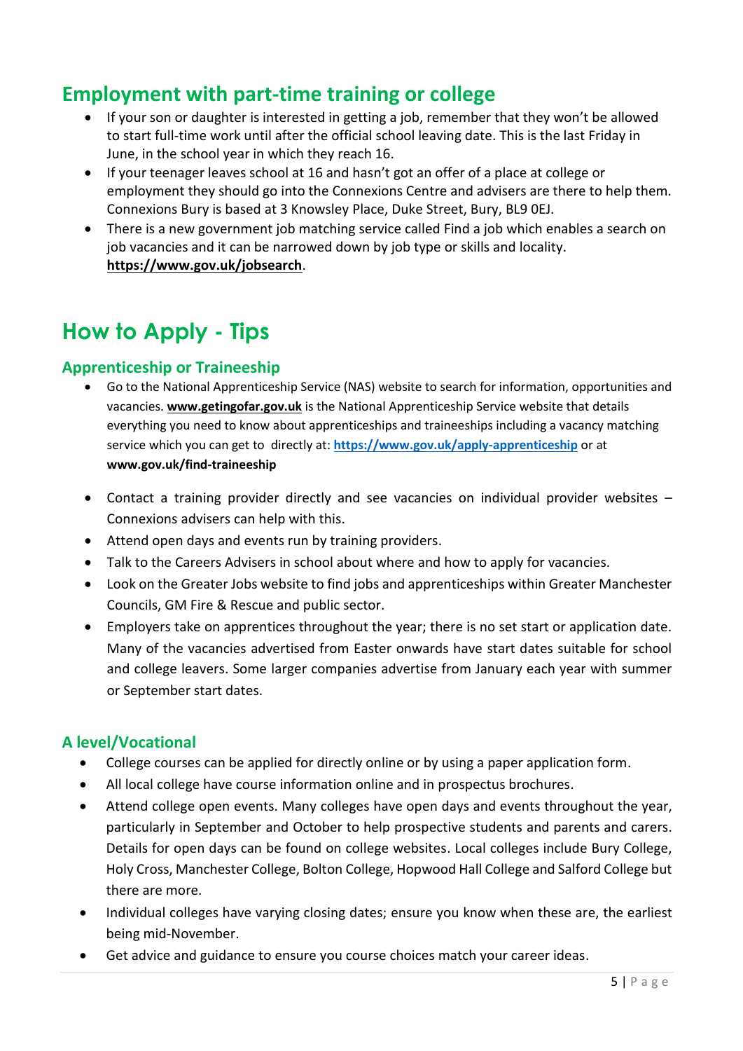## Employment with part-time training or college

- If your son or daughter is interested in getting a job, remember that they won't be allowed to start full-time work until after the official school leaving date. This is the last Friday in June, in the school year in which they reach 16.
- If your teenager leaves school at 16 and hasn't got an offer of a place at college or employment they should go into the Connexions Centre and advisers are there to help them. Connexions Bury is based at 3 Knowsley Place, Duke Street, Bury, BL9 0EJ.
- There is a new government job matching service called Find a job which enables a search on job vacancies and it can be narrowed down by job type or skills and locality. **https://www.gov.uk/jobsearch**.

# How to Apply - Tips

### Apprenticeship or Traineeship

- Go to the National Apprenticeship Service (NAS) website to search for information, opportunities and vacancies. **www.getingofar.gov.uk** is the National Apprenticeship Service website that details everything you need to know about apprenticeships and traineeships including a vacancy matching service which you can get to directly at: **https://www.gov.uk/apply-apprenticeship** or at **www.gov.uk/find-traineeship**
- Contact a training provider directly and see vacancies on individual provider websites – Connexions advisers can help with this.
- Attend open days and events run by training providers.
- Talk to the Careers Advisers in school about where and how to apply for vacancies.
- Look on the Greater Jobs website to find jobs and apprenticeships within Greater Manchester Councils, GM Fire & Rescue and public sector.
- Employers take on apprentices throughout the year; there is no set start or application date. Many of the vacancies advertised from Easter onwards have start dates suitable for school and college leavers. Some larger companies advertise from January each year with summer or September start dates.

### A level/Vocational

- College courses can be applied for directly online or by using a paper application form.
- All local college have course information online and in prospectus brochures.
- Attend college open events. Many colleges have open days and events throughout the year, particularly in September and October to help prospective students and parents and carers. Details for open days can be found on college websites. Local colleges include Bury College, Holy Cross, Manchester College, Bolton College, Hopwood Hall College and Salford College but there are more.
- Individual colleges have varying closing dates; ensure you know when these are, the earliest being mid-November.
- Get advice and guidance to ensure you course choices match your career ideas.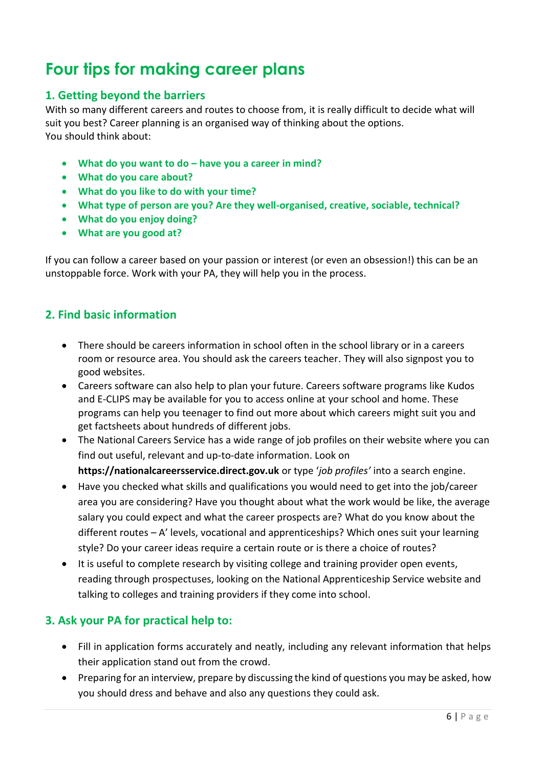# Four tips for making career plans

## 1. Getting beyond the barriers

With so many different careers and routes to choose from, it is really difficult to decide what will suit you best? Career planning is an organised way of thinking about the options.
You should think about:

- **What do you want to do – have you a career in mind?**
- **What do you care about?**
- **What do you like to do with your time?**
- **What type of person are you? Are they well-organised, creative, sociable, technical?**
- **What do you enjoy doing?**
- **What are you good at?**

If you can follow a career based on your passion or interest (or even an obsession!) this can be an unstoppable force. Work with your PA, they will help you in the process.

## 2. Find basic information

- There should be careers information in school often in the school library or in a careers room or resource area. You should ask the careers teacher. They will also signpost you to good websites.
- Careers software can also help to plan your future. Careers software programs like Kudos and E-CLIPS may be available for you to access online at your school and home. These programs can help you teenager to find out more about which careers might suit you and get factsheets about hundreds of different jobs.
- The National Careers Service has a wide range of job profiles on their website where you can find out useful, relevant and up-to-date information. Look on **https://nationalcareersservice.direct.gov.uk** or type '*job profiles'* into a search engine.
- Have you checked what skills and qualifications you would need to get into the job/career area you are considering? Have you thought about what the work would be like, the average salary you could expect and what the career prospects are? What do you know about the different routes – A' levels, vocational and apprenticeships? Which ones suit your learning style? Do your career ideas require a certain route or is there a choice of routes?
- It is useful to complete research by visiting college and training provider open events, reading through prospectuses, looking on the National Apprenticeship Service website and talking to colleges and training providers if they come into school.

## 3. Ask your PA for practical help to:

- Fill in application forms accurately and neatly, including any relevant information that helps their application stand out from the crowd.
- Preparing for an interview, prepare by discussing the kind of questions you may be asked, how you should dress and behave and also any questions they could ask.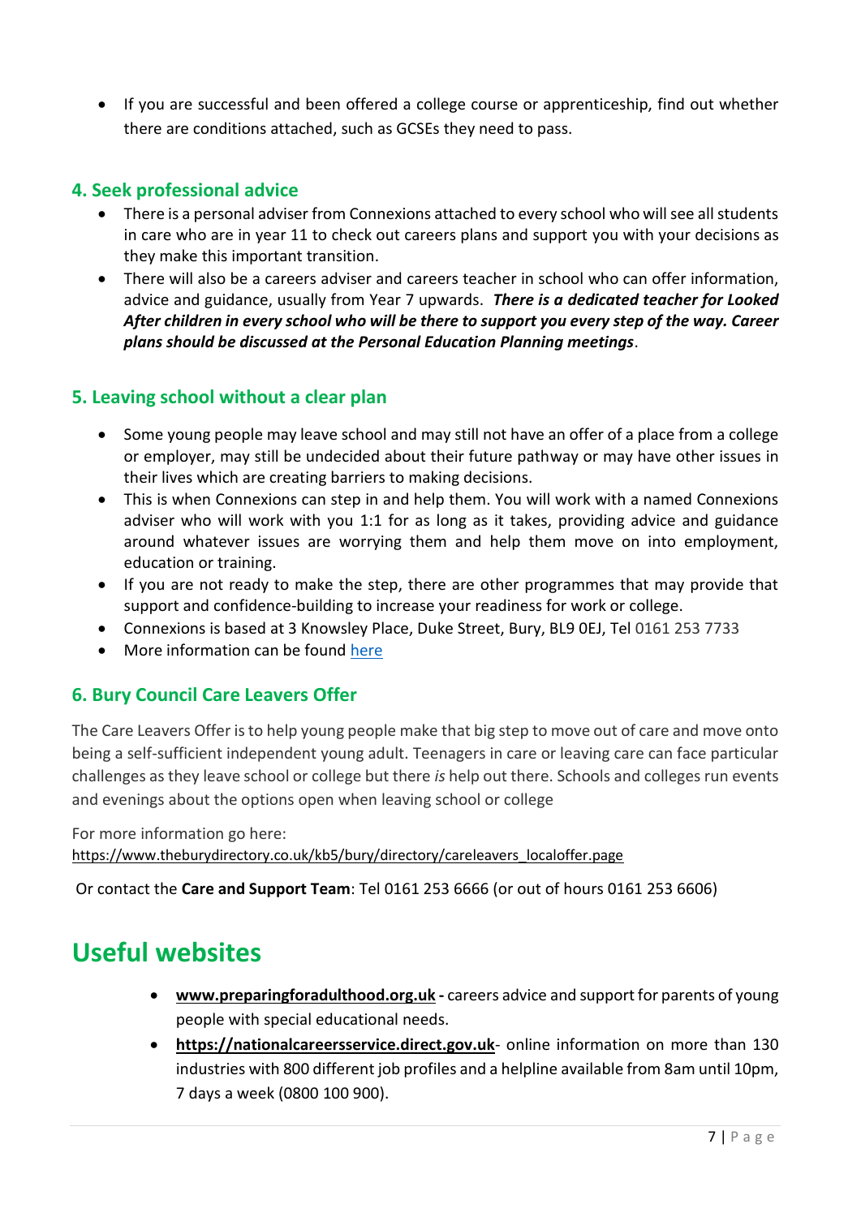- If you are successful and been offered a college course or apprenticeship, find out whether there are conditions attached, such as GCSEs they need to pass.

### 4. Seek professional advice

- There is a personal adviser from Connexions attached to every school who will see all students in care who are in year 11 to check out careers plans and support you with your decisions as they make this important transition.
- There will also be a careers adviser and careers teacher in school who can offer information, advice and guidance, usually from Year 7 upwards. ***There is a dedicated teacher for Looked After children in every school who will be there to support you every step of the way. Career plans should be discussed at the Personal Education Planning meetings***.

### 5. Leaving school without a clear plan

- Some young people may leave school and may still not have an offer of a place from a college or employer, may still be undecided about their future pathway or may have other issues in their lives which are creating barriers to making decisions.
- This is when Connexions can step in and help them. You will work with a named Connexions adviser who will work with you 1:1 for as long as it takes, providing advice and guidance around whatever issues are worrying them and help them move on into employment, education or training.
- If you are not ready to make the step, there are other programmes that may provide that support and confidence-building to increase your readiness for work or college.
- Connexions is based at 3 Knowsley Place, Duke Street, Bury, BL9 0EJ, Tel 0161 253 7733
- More information can be found here

### 6. Bury Council Care Leavers Offer

The Care Leavers Offer is to help young people make that big step to move out of care and move onto being a self-sufficient independent young adult. Teenagers in care or leaving care can face particular challenges as they leave school or college but there *is* help out there. Schools and colleges run events and evenings about the options open when leaving school or college

For more information go here:
https://www.theburydirectory.co.uk/kb5/bury/directory/careleavers_localoffer.page

Or contact the **Care and Support Team**: Tel 0161 253 6666 (or out of hours 0161 253 6606)

## Useful websites

- **www.preparingforadulthood.org.uk -** careers advice and support for parents of young people with special educational needs.
- **https://nationalcareersservice.direct.gov.uk**- online information on more than 130 industries with 800 different job profiles and a helpline available from 8am until 10pm, 7 days a week (0800 100 900).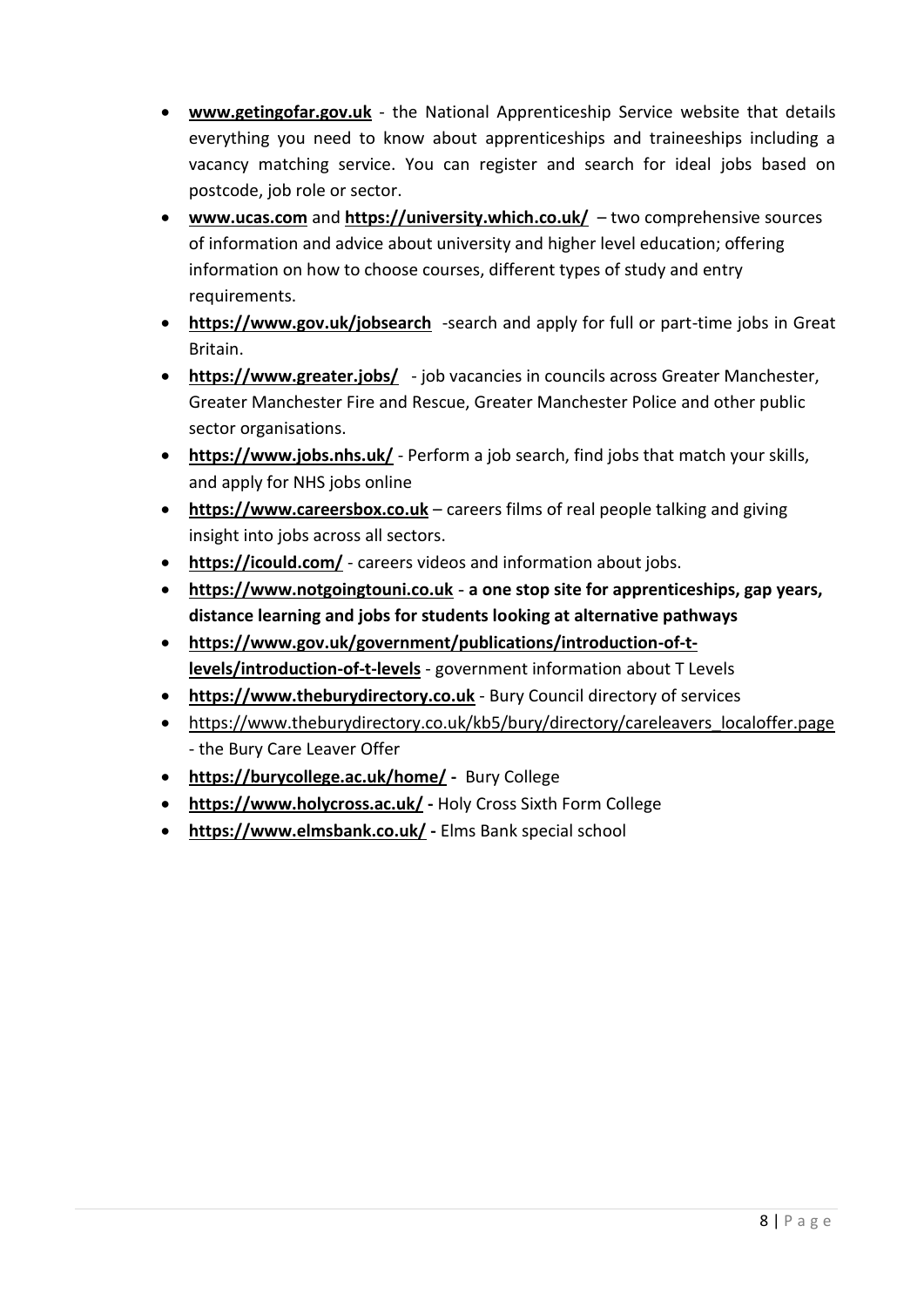- **www.getingofar.gov.uk** - the National Apprenticeship Service website that details everything you need to know about apprenticeships and traineeships including a vacancy matching service. You can register and search for ideal jobs based on postcode, job role or sector.
- **www.ucas.com** and **https://university.which.co.uk/** – two comprehensive sources of information and advice about university and higher level education; offering information on how to choose courses, different types of study and entry requirements.
- **https://www.gov.uk/jobsearch** -search and apply for full or part-time jobs in Great Britain.
- **https://www.greater.jobs/** - job vacancies in councils across Greater Manchester, Greater Manchester Fire and Rescue, Greater Manchester Police and other public sector organisations.
- **https://www.jobs.nhs.uk/** - Perform a job search, find jobs that match your skills, and apply for NHS jobs online
- **https://www.careersbox.co.uk** – careers films of real people talking and giving insight into jobs across all sectors.
- **https://icould.com/** - careers videos and information about jobs.
- **https://www.notgoingtouni.co.uk** - **a one stop site for apprenticeships, gap years, distance learning and jobs for students looking at alternative pathways**
- **https://www.gov.uk/government/publications/introduction-of-t-levels/introduction-of-t-levels** - government information about T Levels
- **https://www.theburydirectory.co.uk** - Bury Council directory of services
- https://www.theburydirectory.co.uk/kb5/bury/directory/careleavers_localoffer.page - the Bury Care Leaver Offer
- **https://burycollege.ac.uk/home/ -** Bury College
- **https://www.holycross.ac.uk/ -** Holy Cross Sixth Form College
- **https://www.elmsbank.co.uk/ -** Elms Bank special school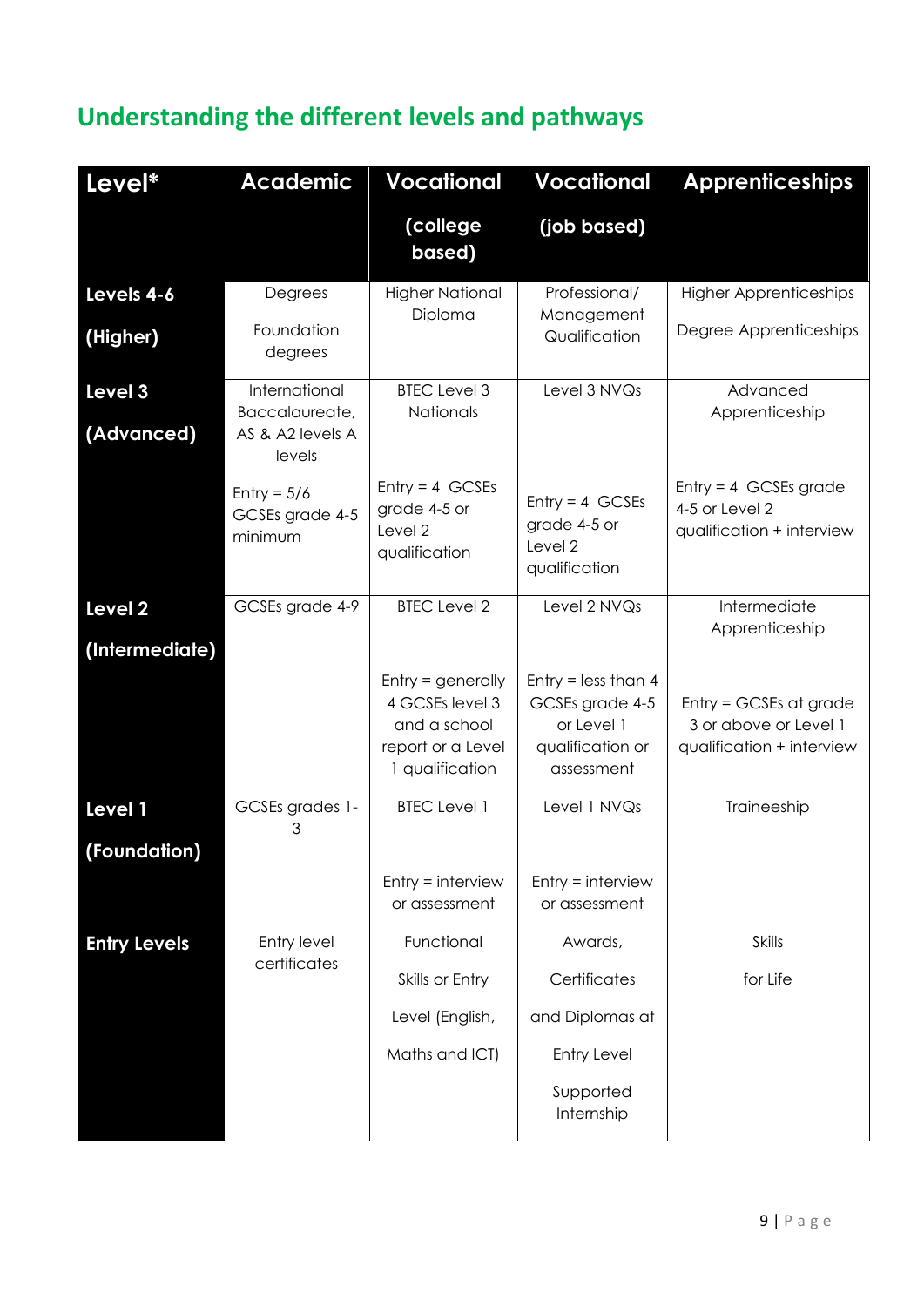## Understanding the different levels and pathways

| Level* | Academic | Vocational (college based) | Vocational (job based) | Apprenticeships |
|---|---|---|---|---|
| **Levels 4-6 (Higher)** | Degrees<br>Foundation degrees | Higher National Diploma | Professional/ Management Qualification | Higher Apprenticeships<br>Degree Apprenticeships |
| **Level 3 (Advanced)** | International Baccalaureate, AS & A2 levels A levels<br>Entry = 5/6 GCSEs grade 4-5 minimum | BTEC Level 3 Nationals<br>Entry = 4 GCSEs grade 4-5 or Level 2 qualification | Level 3 NVQs<br>Entry = 4 GCSEs grade 4-5 or Level 2 qualification | Advanced Apprenticeship<br>Entry = 4 GCSEs grade 4-5 or Level 2 qualification + interview |
| **Level 2 (Intermediate)** | GCSEs grade 4-9 | BTEC Level 2<br>Entry = generally 4 GCSEs level 3 and a school report or a Level 1 qualification | Level 2 NVQs<br>Entry = less than 4 GCSEs grade 4-5 or Level 1 qualification or assessment | Intermediate Apprenticeship<br>Entry = GCSEs at grade 3 or above or Level 1 qualification + interview |
| **Level 1 (Foundation)** | GCSEs grades 1-3 | BTEC Level 1<br>Entry = interview or assessment | Level 1 NVQs<br>Entry = interview or assessment | Traineeship |
| **Entry Levels** | Entry level certificates | Functional Skills or Entry Level (English, Maths and ICT) | Awards, Certificates and Diplomas at Entry Level<br>Supported Internship | Skills for Life |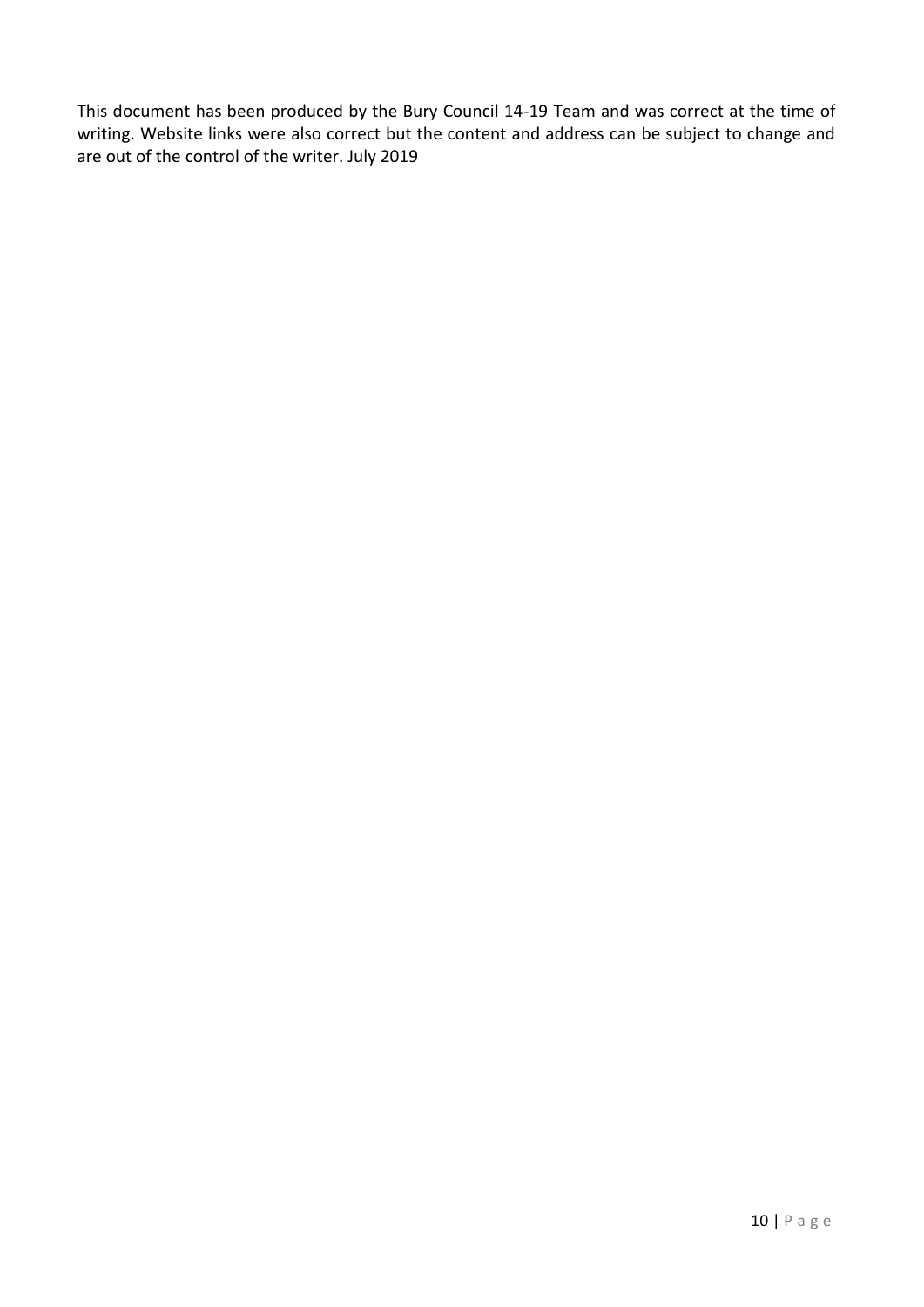This document has been produced by the Bury Council 14-19 Team and was correct at the time of writing. Website links were also correct but the content and address can be subject to change and are out of the control of the writer. July 2019